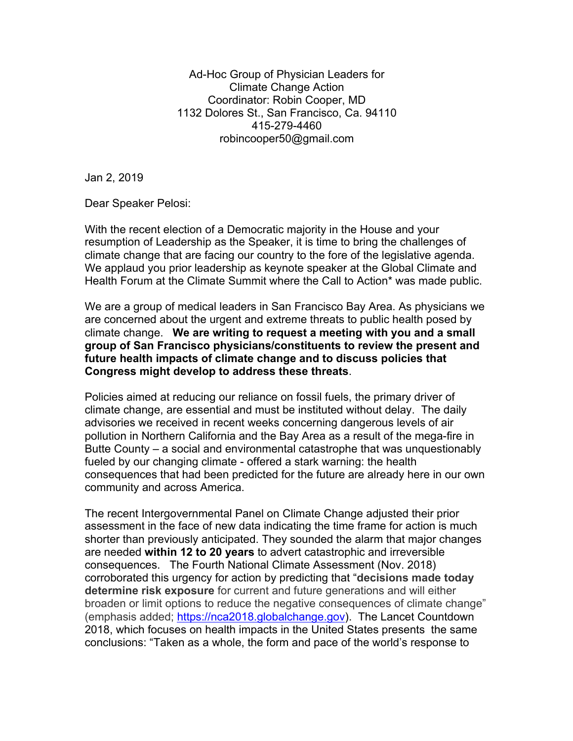Ad-Hoc Group of Physician Leaders for
Climate Change Action
Coordinator: Robin Cooper, MD
1132 Dolores St., San Francisco, Ca. 94110
415-279-4460
robincooper50@gmail.com

Jan 2, 2019

Dear Speaker Pelosi:

With the recent election of a Democratic majority in the House and your resumption of Leadership as the Speaker, it is time to bring the challenges of climate change that are facing our country to the fore of the legislative agenda. We applaud you prior leadership as keynote speaker at the Global Climate and Health Forum at the Climate Summit where the Call to Action* was made public.

We are a group of medical leaders in San Francisco Bay Area. As physicians we are concerned about the urgent and extreme threats to public health posed by climate change. **We are writing to request a meeting with you and a small group of San Francisco physicians/constituents to review the present and future health impacts of climate change and to discuss policies that Congress might develop to address these threats**.

Policies aimed at reducing our reliance on fossil fuels, the primary driver of climate change, are essential and must be instituted without delay. The daily advisories we received in recent weeks concerning dangerous levels of air pollution in Northern California and the Bay Area as a result of the mega-fire in Butte County – a social and environmental catastrophe that was unquestionably fueled by our changing climate - offered a stark warning: the health consequences that had been predicted for the future are already here in our own community and across America.

The recent Intergovernmental Panel on Climate Change adjusted their prior assessment in the face of new data indicating the time frame for action is much shorter than previously anticipated. They sounded the alarm that major changes are needed **within 12 to 20 years** to advert catastrophic and irreversible consequences. The Fourth National Climate Assessment (Nov. 2018) corroborated this urgency for action by predicting that "**decisions made today determine risk exposure** for current and future generations and will either broaden or limit options to reduce the negative consequences of climate change" (emphasis added; https://nca2018.globalchange.gov). The Lancet Countdown 2018, which focuses on health impacts in the United States presents the same conclusions: "Taken as a whole, the form and pace of the world's response to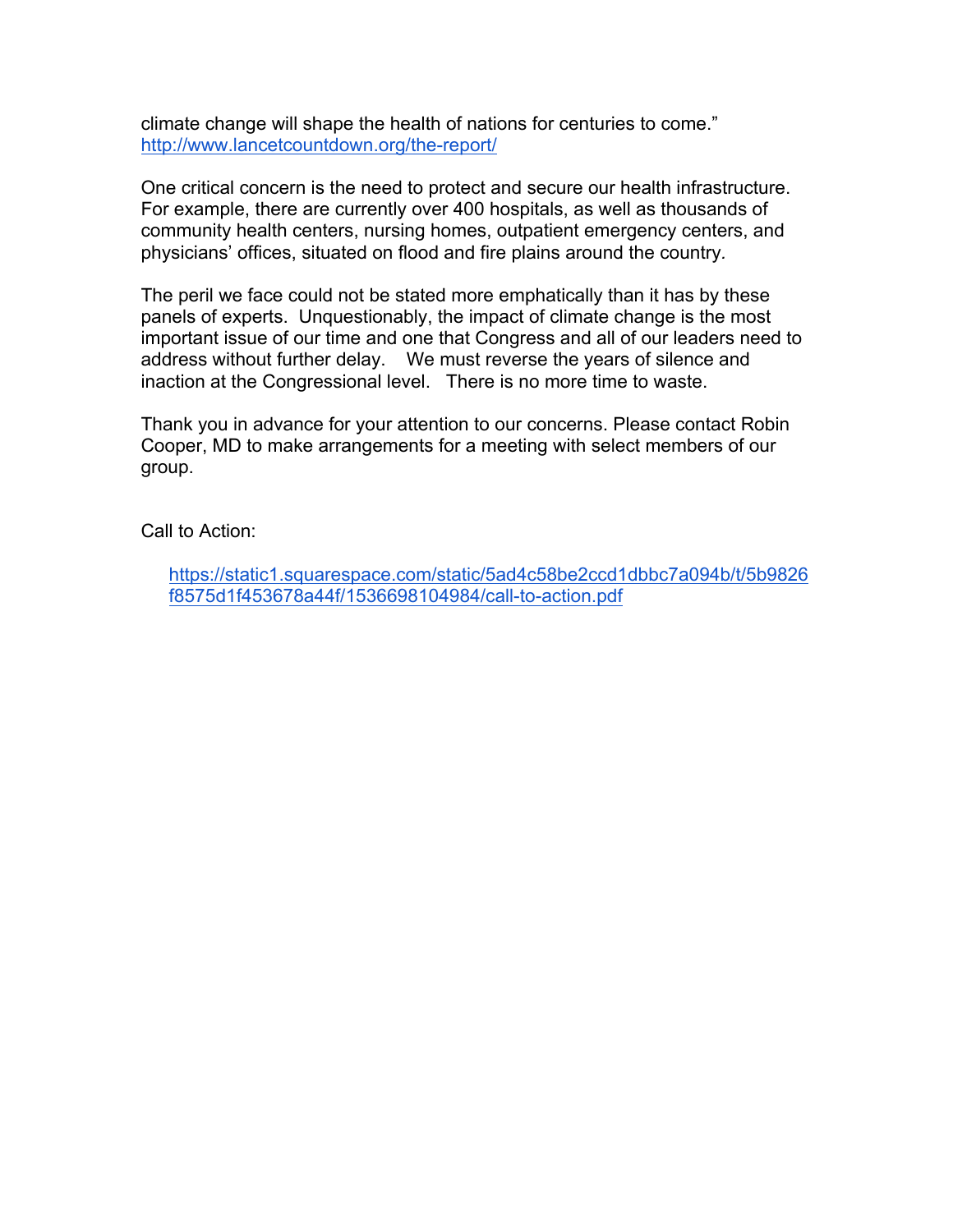climate change will shape the health of nations for centuries to come."
http://www.lancetcountdown.org/the-report/

One critical concern is the need to protect and secure our health infrastructure. For example, there are currently over 400 hospitals, as well as thousands of community health centers, nursing homes, outpatient emergency centers, and physicians' offices, situated on flood and fire plains around the country.

The peril we face could not be stated more emphatically than it has by these panels of experts. Unquestionably, the impact of climate change is the most important issue of our time and one that Congress and all of our leaders need to address without further delay. We must reverse the years of silence and inaction at the Congressional level. There is no more time to waste.

Thank you in advance for your attention to our concerns. Please contact Robin Cooper, MD to make arrangements for a meeting with select members of our group.

Call to Action:

https://static1.squarespace.com/static/5ad4c58be2ccd1dbbc7a094b/t/5b9826f8575d1f453678a44f/1536698104984/call-to-action.pdf